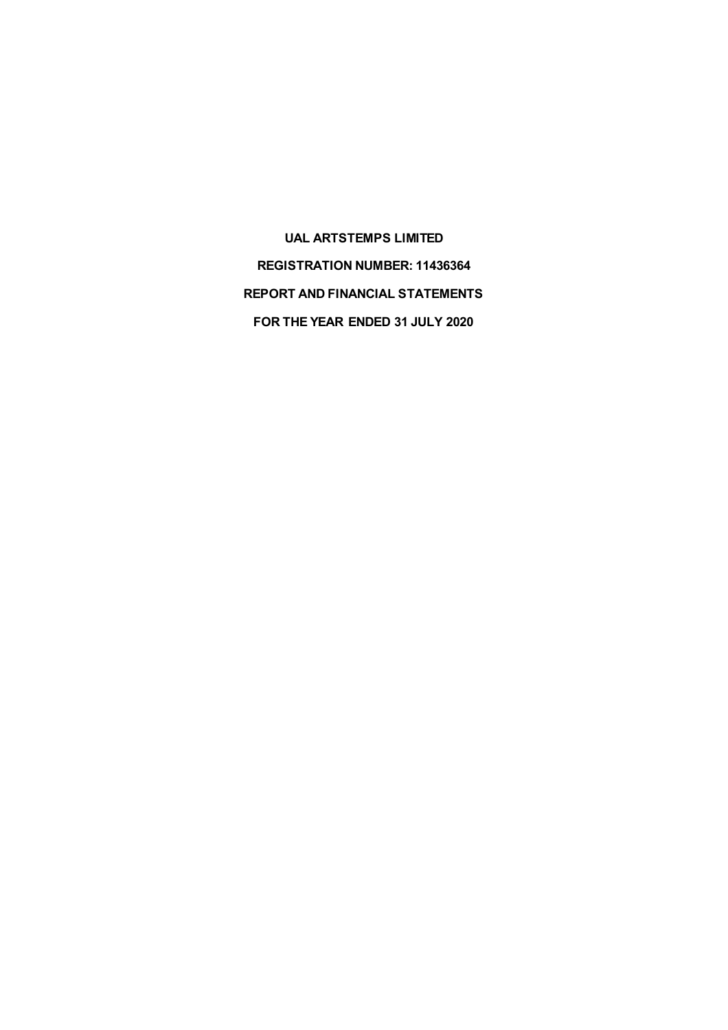**UAL ARTSTEMPS LIMITED**

**REGISTRATION NUMBER: 11436364**

**REPORT AND FINANCIAL STATEMENTS**

**FOR THE YEAR ENDED 31 JULY 2020**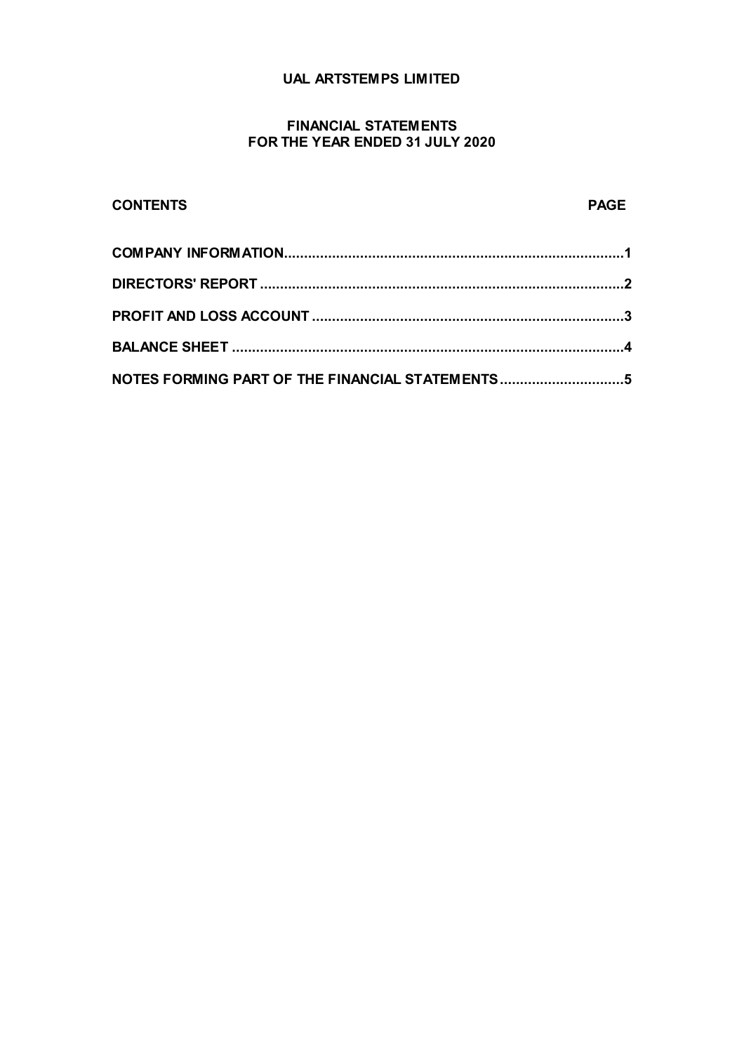# UAL ARTSTEMPS LIMITED

## FINANCIAL STATEMENTS
## FOR THE YEAR ENDED 31 JULY 2020

| CONTENTS | PAGE |
|---|---|
| COMPANY INFORMATION | 1 |
| DIRECTORS' REPORT | 2 |
| PROFIT AND LOSS ACCOUNT | 3 |
| BALANCE SHEET | 4 |
| NOTES FORMING PART OF THE FINANCIAL STATEMENTS | 5 |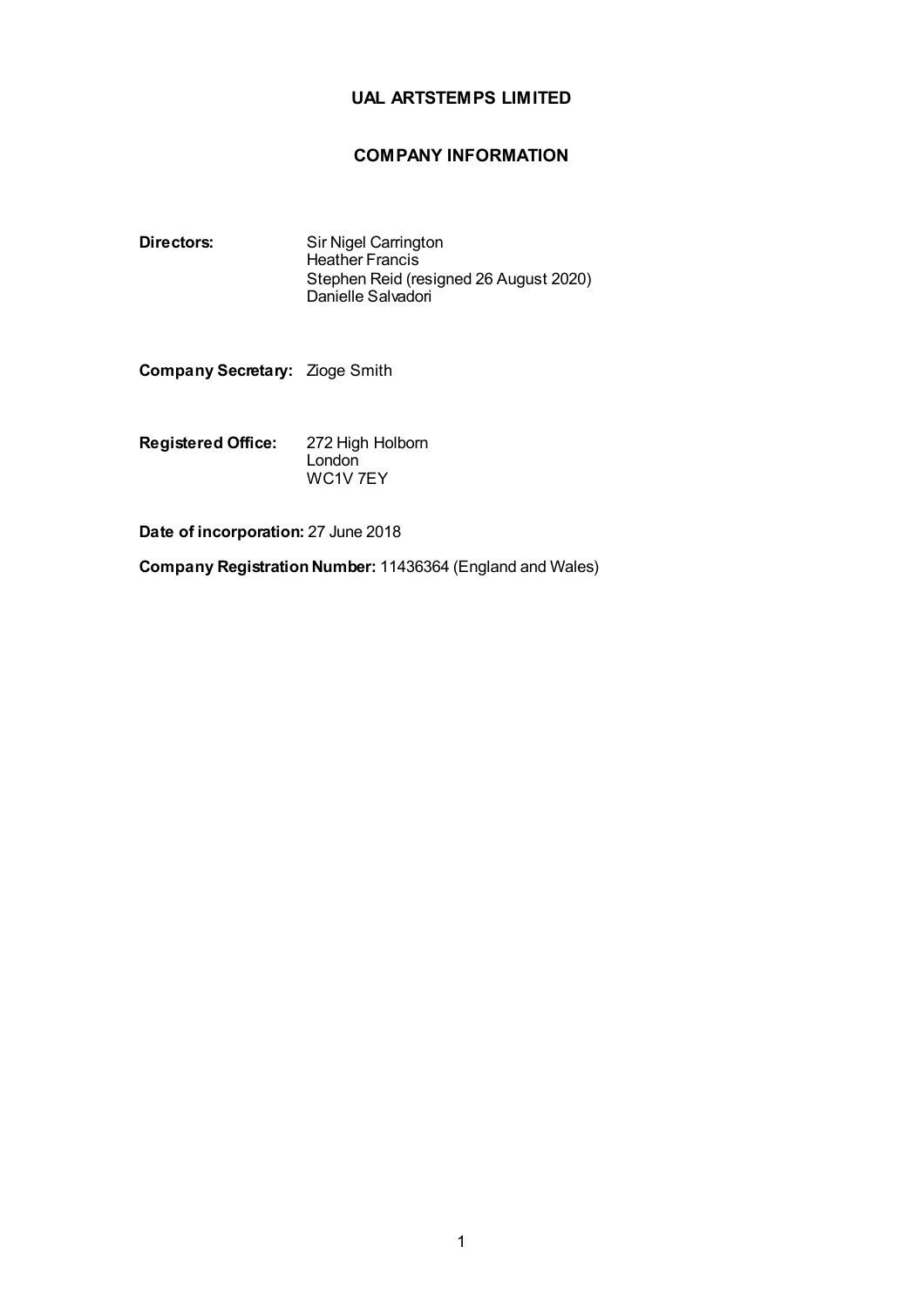# UAL ARTSTEMPS LIMITED

## COMPANY INFORMATION

**Directors:** Sir Nigel Carrington
Heather Francis
Stephen Reid (resigned 26 August 2020)
Danielle Salvadori

**Company Secretary:** Zioge Smith

**Registered Office:** 272 High Holborn
London
WC1V 7EY

**Date of incorporation:** 27 June 2018

**Company Registration Number:** 11436364 (England and Wales)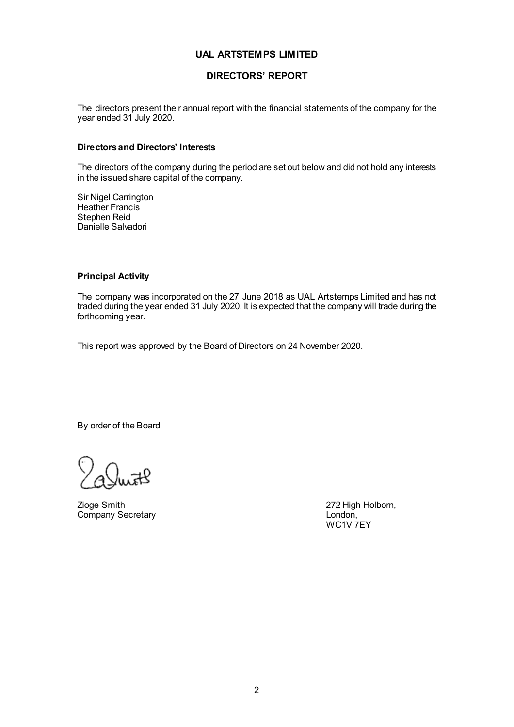# UAL ARTSTEMPS LIMITED

## DIRECTORS' REPORT

The directors present their annual report with the financial statements of the company for the year ended 31 July 2020.

**Directors and Directors' Interests**

The directors of the company during the period are set out below and did not hold any interests in the issued share capital of the company.

Sir Nigel Carrington
Heather Francis
Stephen Reid
Danielle Salvadori

**Principal Activity**

The company was incorporated on the 27 June 2018 as UAL Artstemps Limited and has not traded during the year ended 31 July 2020. It is expected that the company will trade during the forthcoming year.

This report was approved by the Board of Directors on 24 November 2020.

By order of the Board

Zioge Smith
Company Secretary

272 High Holborn,
London,
WC1V 7EY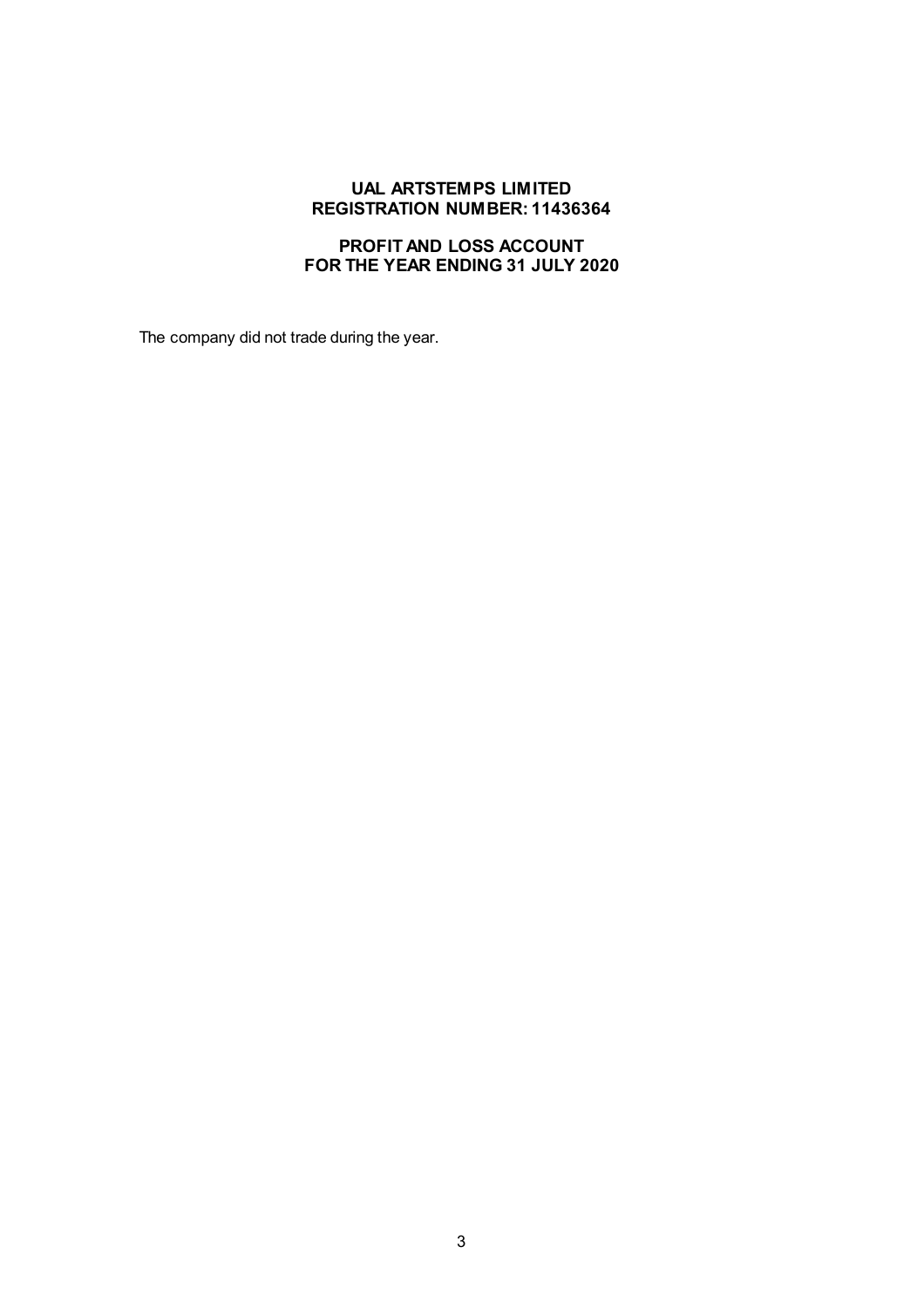**UAL ARTSTEMPS LIMITED**
**REGISTRATION NUMBER: 11436364**

**PROFIT AND LOSS ACCOUNT**
**FOR THE YEAR ENDING 31 JULY 2020**

The company did not trade during the year.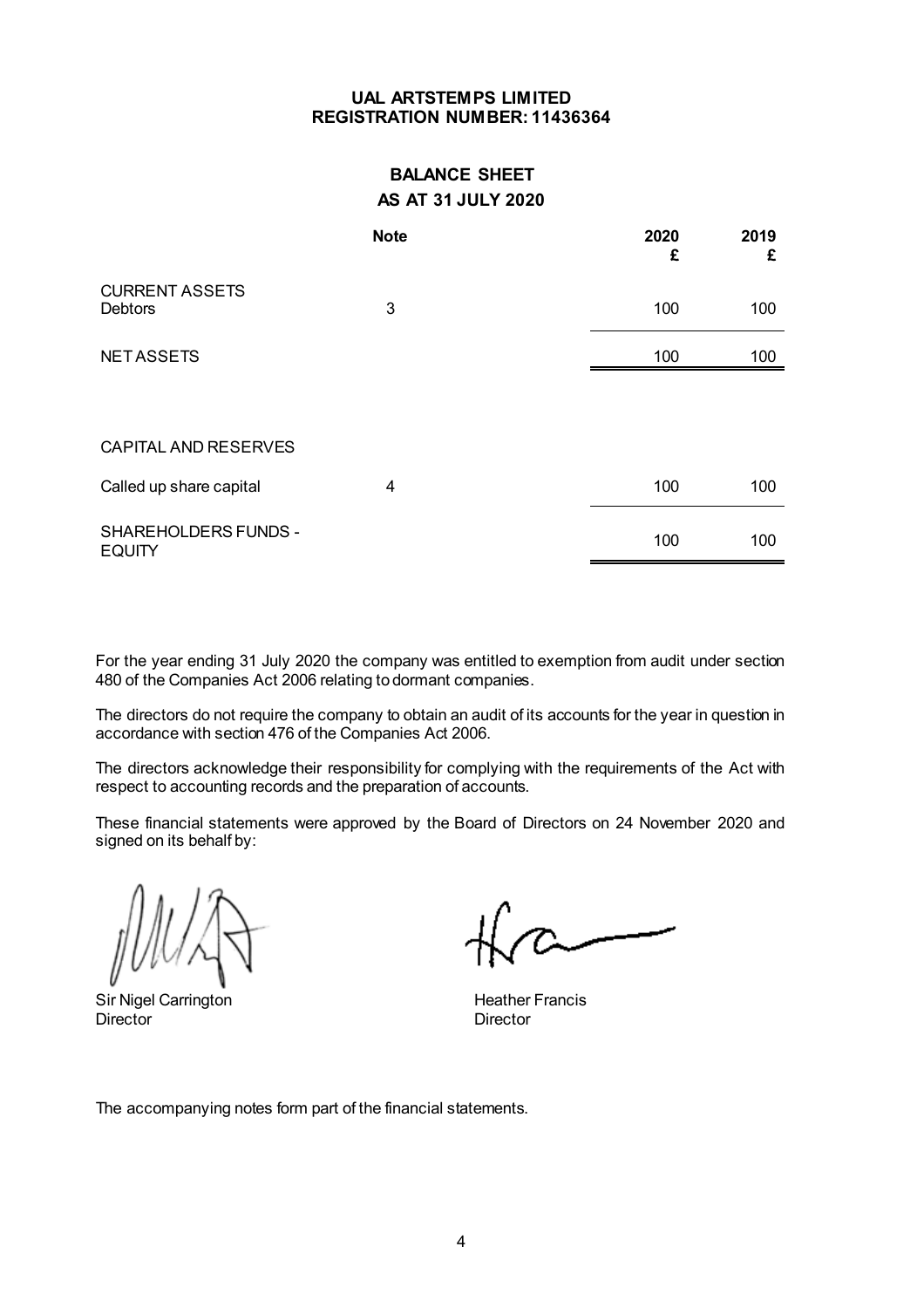**UAL ARTSTEMPS LIMITED**
**REGISTRATION NUMBER: 11436364**

## BALANCE SHEET
## AS AT 31 JULY 2020

| | Note | 2020 £ | 2019 £ |
|---|---|---|---|
| CURRENT ASSETS | | | |
| Debtors | 3 | 100 | 100 |
| NET ASSETS | | 100 | 100 |
| | | | |
| CAPITAL AND RESERVES | | | |
| Called up share capital | 4 | 100 | 100 |
| SHAREHOLDERS FUNDS - EQUITY | | 100 | 100 |

For the year ending 31 July 2020 the company was entitled to exemption from audit under section 480 of the Companies Act 2006 relating to dormant companies.

The directors do not require the company to obtain an audit of its accounts for the year in question in accordance with section 476 of the Companies Act 2006.

The directors acknowledge their responsibility for complying with the requirements of the Act with respect to accounting records and the preparation of accounts.

These financial statements were approved by the Board of Directors on 24 November 2020 and signed on its behalf by:

Sir Nigel Carrington
Director

Heather Francis
Director

The accompanying notes form part of the financial statements.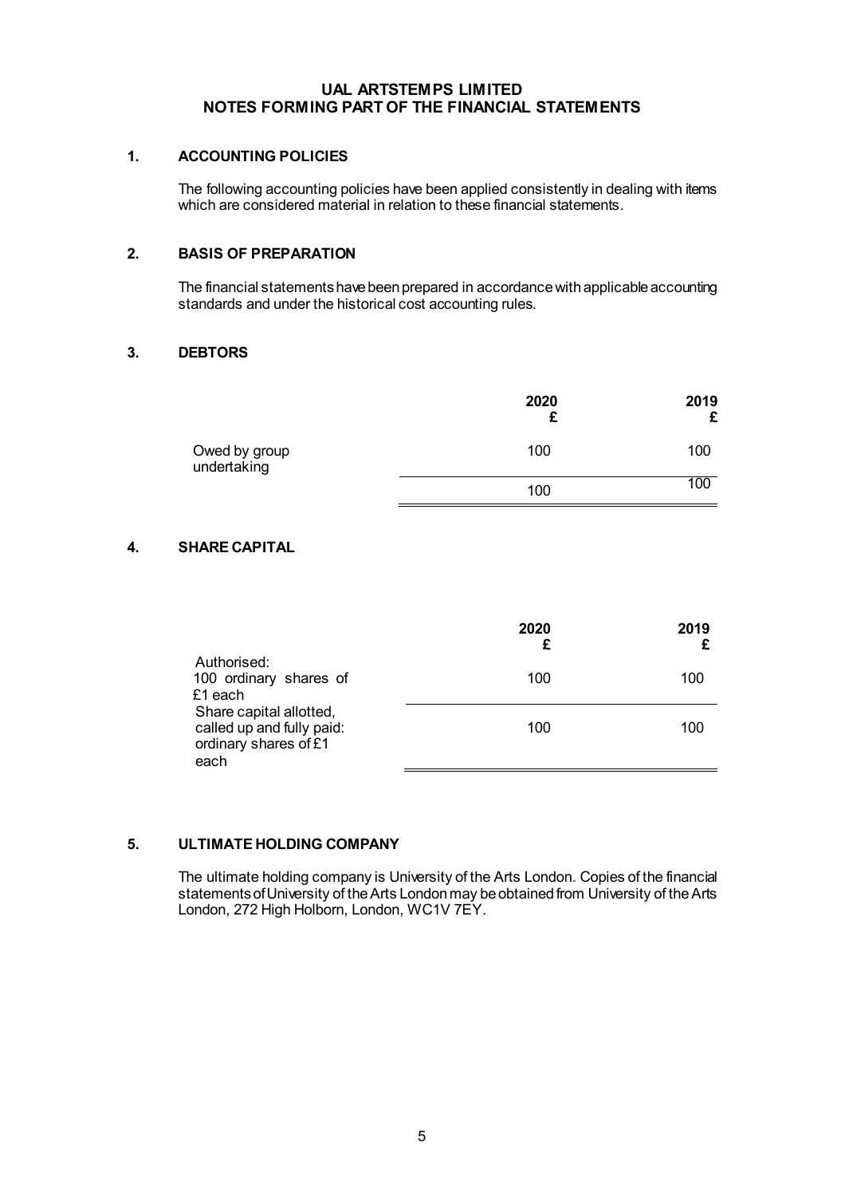# UAL ARTSTEMPS LIMITED
## NOTES FORMING PART OF THE FINANCIAL STATEMENTS

### 1. ACCOUNTING POLICIES

The following accounting policies have been applied consistently in dealing with items which are considered material in relation to these financial statements.

### 2. BASIS OF PREPARATION

The financial statements have been prepared in accordance with applicable accounting standards and under the historical cost accounting rules.

### 3. DEBTORS

| | 2020<br>£ | 2019<br>£ |
|---|---|---|
| Owed by group undertaking | 100 | 100 |
| | 100 | 100 |

### 4. SHARE CAPITAL

| | 2020<br>£ | 2019<br>£ |
|---|---|---|
| Authorised:<br>100 ordinary shares of £1 each | 100 | 100 |
| Share capital allotted, called up and fully paid: ordinary shares of £1 each | 100 | 100 |

### 5. ULTIMATE HOLDING COMPANY

The ultimate holding company is University of the Arts London. Copies of the financial statements of University of the Arts London may be obtained from University of the Arts London, 272 High Holborn, London, WC1V 7EY.